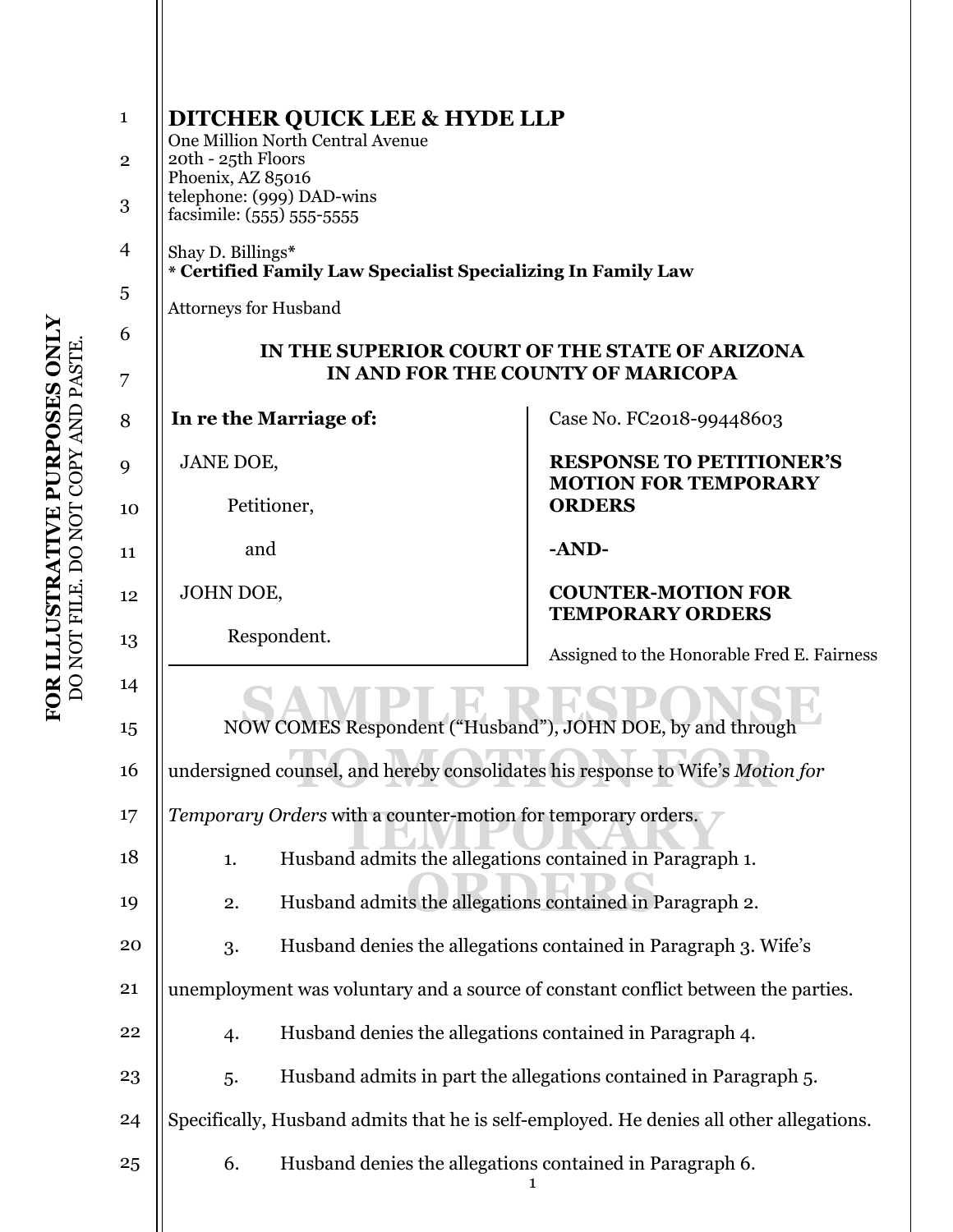**DITCHER QUICK LEE & HYDE LLP**
One Million North Central Avenue
20th - 25th Floors
Phoenix, AZ 85016
telephone: (999) DAD-wins
facsimile: (555) 555-5555

Shay D. Billings*
**\* Certified Family Law Specialist Specializing In Family Law**

Attorneys for Husband

**FOR ILLUSTRATIVE PURPOSES ONLY**
DO NOT FILE. DO NOT COPY AND PASTE.

**IN THE SUPERIOR COURT OF THE STATE OF ARIZONA**
**IN AND FOR THE COUNTY OF MARICOPA**

| | |
|---|---|
| **In re the Marriage of:**<br><br>JANE DOE,<br><br>Petitioner,<br><br>and<br><br>JOHN DOE,<br><br>Respondent. | Case No. FC2018-99448603<br><br>**RESPONSE TO PETITIONER'S MOTION FOR TEMPORARY ORDERS**<br><br>**-AND-**<br><br>**COUNTER-MOTION FOR TEMPORARY ORDERS**<br><br>Assigned to the Honorable Fred E. Fairness |

SAMPLE RESPONSE TO MOTION FOR TEMPORARY ORDERS

NOW COMES Respondent ("Husband"), JOHN DOE, by and through undersigned counsel, and hereby consolidates his response to Wife's *Motion for Temporary Orders* with a counter-motion for temporary orders.

1. Husband admits the allegations contained in Paragraph 1.

2. Husband admits the allegations contained in Paragraph 2.

3. Husband denies the allegations contained in Paragraph 3. Wife's unemployment was voluntary and a source of constant conflict between the parties.

4. Husband denies the allegations contained in Paragraph 4.

5. Husband admits in part the allegations contained in Paragraph 5. Specifically, Husband admits that he is self-employed. He denies all other allegations.

6. Husband denies the allegations contained in Paragraph 6.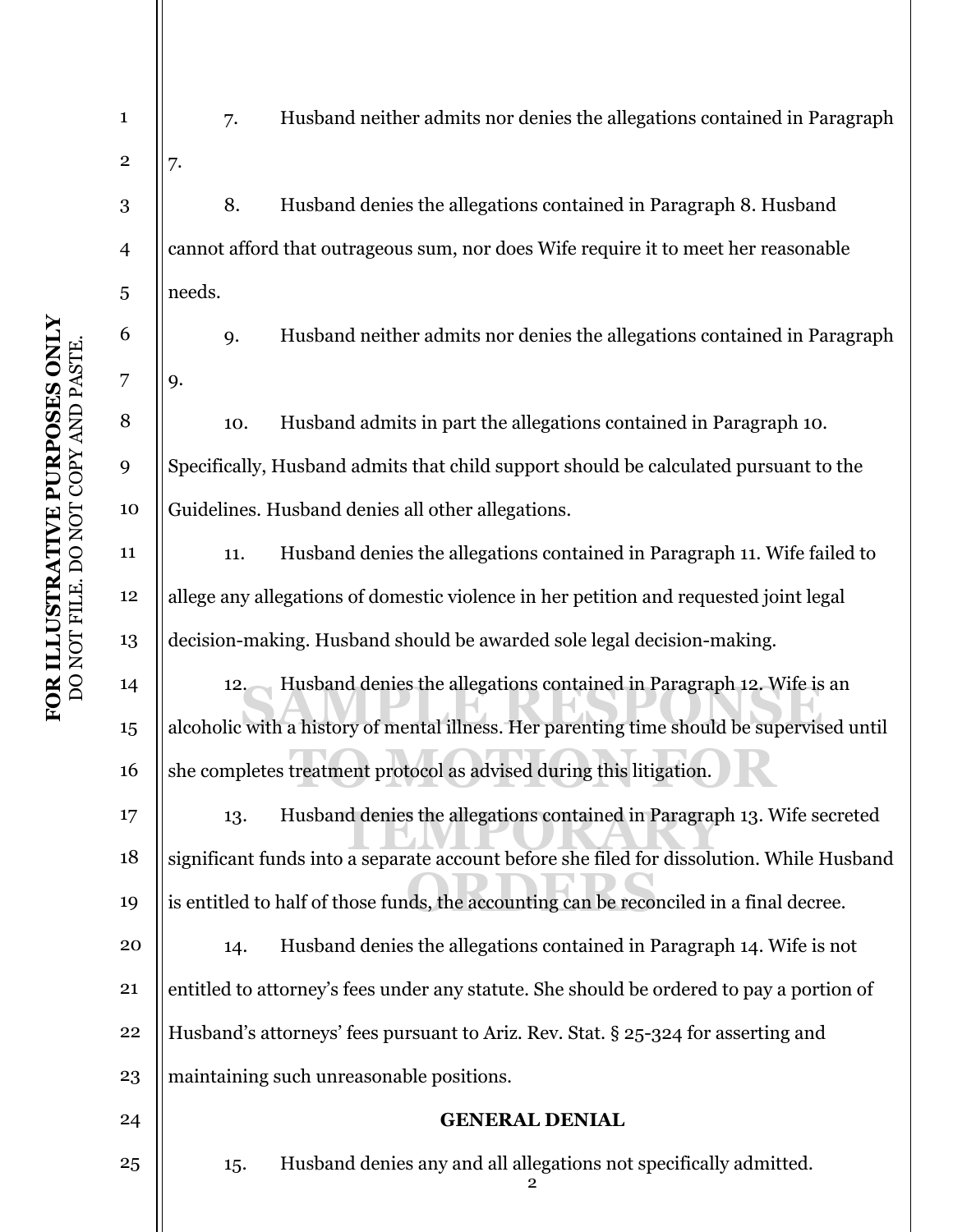7. Husband neither admits nor denies the allegations contained in Paragraph 7.

8. Husband denies the allegations contained in Paragraph 8. Husband cannot afford that outrageous sum, nor does Wife require it to meet her reasonable needs.

9. Husband neither admits nor denies the allegations contained in Paragraph 9.

10. Husband admits in part the allegations contained in Paragraph 10. Specifically, Husband admits that child support should be calculated pursuant to the Guidelines. Husband denies all other allegations.

11. Husband denies the allegations contained in Paragraph 11. Wife failed to allege any allegations of domestic violence in her petition and requested joint legal decision-making. Husband should be awarded sole legal decision-making.

12. Husband denies the allegations contained in Paragraph 12. Wife is an alcoholic with a history of mental illness. Her parenting time should be supervised until she completes treatment protocol as advised during this litigation.

13. Husband denies the allegations contained in Paragraph 13. Wife secreted significant funds into a separate account before she filed for dissolution. While Husband is entitled to half of those funds, the accounting can be reconciled in a final decree.

14. Husband denies the allegations contained in Paragraph 14. Wife is not entitled to attorney's fees under any statute. She should be ordered to pay a portion of Husband's attorneys' fees pursuant to Ariz. Rev. Stat. § 25-324 for asserting and maintaining such unreasonable positions.

**GENERAL DENIAL**

15. Husband denies any and all allegations not specifically admitted.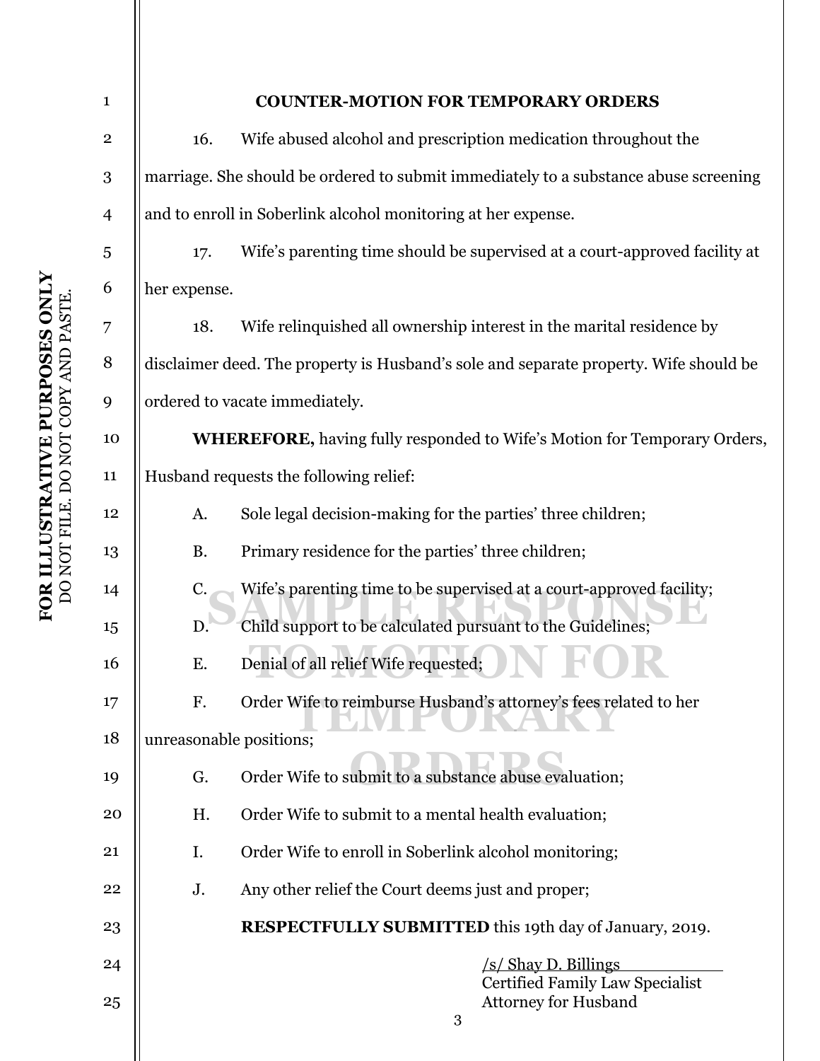**COUNTER-MOTION FOR TEMPORARY ORDERS**

16. Wife abused alcohol and prescription medication throughout the marriage. She should be ordered to submit immediately to a substance abuse screening and to enroll in Soberlink alcohol monitoring at her expense.

17. Wife's parenting time should be supervised at a court-approved facility at her expense.

18. Wife relinquished all ownership interest in the marital residence by disclaimer deed. The property is Husband's sole and separate property. Wife should be ordered to vacate immediately.

**WHEREFORE,** having fully responded to Wife's Motion for Temporary Orders, Husband requests the following relief:

A. Sole legal decision-making for the parties' three children;

B. Primary residence for the parties' three children;

C. Wife's parenting time to be supervised at a court-approved facility;

D. Child support to be calculated pursuant to the Guidelines;

E. Denial of all relief Wife requested;

F. Order Wife to reimburse Husband's attorney's fees related to her unreasonable positions;

G. Order Wife to submit to a substance abuse evaluation;

H. Order Wife to submit to a mental health evaluation;

I. Order Wife to enroll in Soberlink alcohol monitoring;

J. Any other relief the Court deems just and proper;

**RESPECTFULLY SUBMITTED** this 19th day of January, 2019.

/s/ Shay D. Billings
Certified Family Law Specialist
Attorney for Husband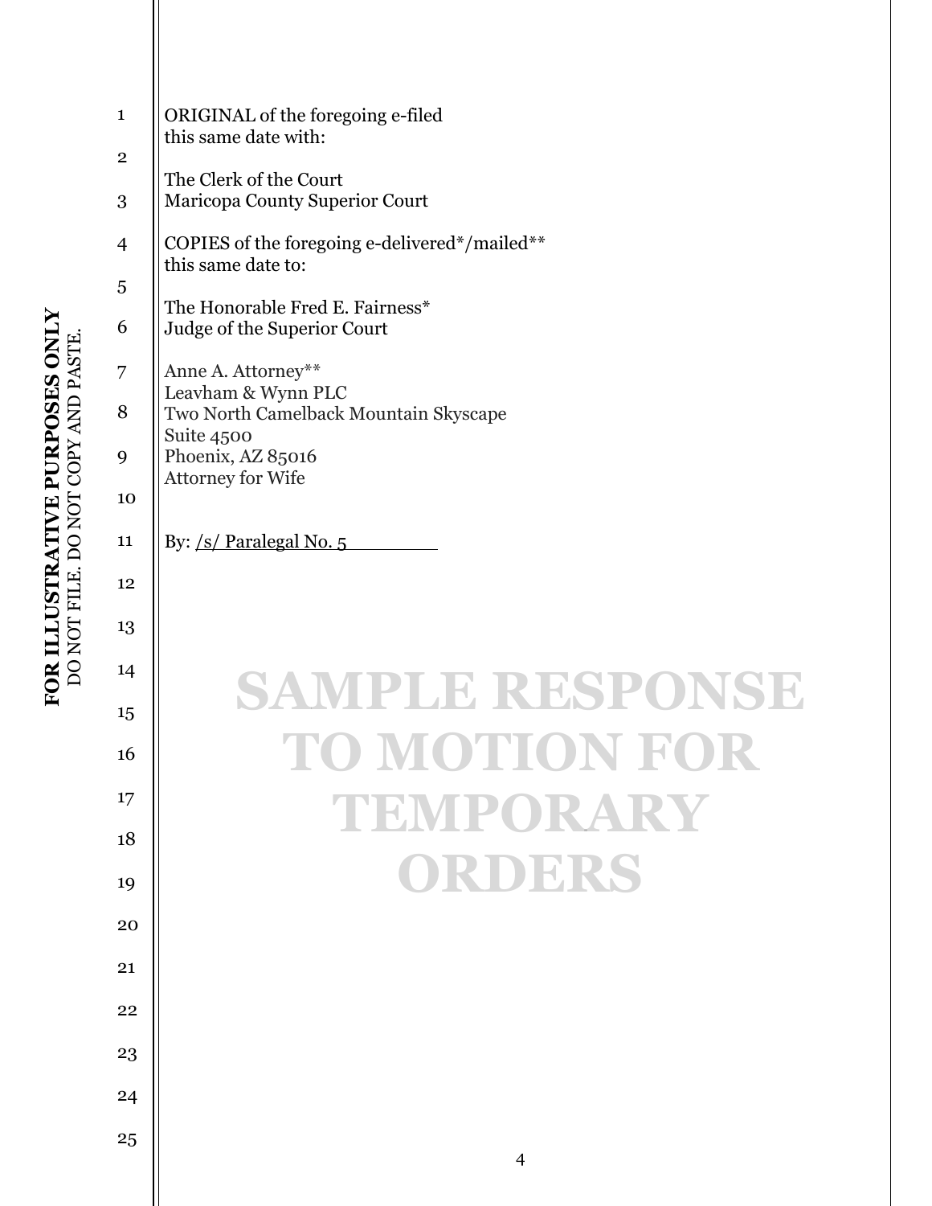ORIGINAL of the foregoing e-filed
this same date with:

The Clerk of the Court
Maricopa County Superior Court

COPIES of the foregoing e-delivered*/mailed**
this same date to:

The Honorable Fred E. Fairness*
Judge of the Superior Court

Anne A. Attorney**
Leavham & Wynn PLC
Two North Camelback Mountain Skyscape
Suite 4500
Phoenix, AZ 85016
Attorney for Wife

By: /s/ Paralegal No. 5

**FOR ILLUSTRATIVE PURPOSES ONLY**
DO NOT FILE. DO NOT COPY AND PASTE.

SAMPLE RESPONSE TO MOTION FOR TEMPORARY ORDERS